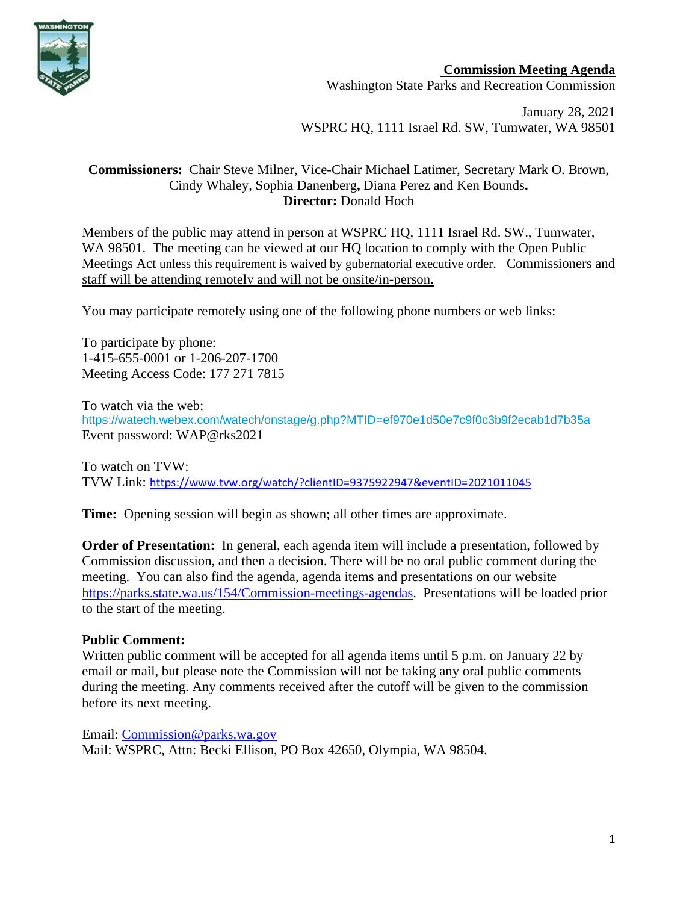**Commission Meeting Agenda**
Washington State Parks and Recreation Commission

January 28, 2021
WSPRC HQ, 1111 Israel Rd. SW, Tumwater, WA 98501

**Commissioners:** Chair Steve Milner, Vice-Chair Michael Latimer, Secretary Mark O. Brown, Cindy Whaley, Sophia Danenberg**,** Diana Perez and Ken Bounds**.**
**Director:** Donald Hoch

Members of the public may attend in person at WSPRC HQ, 1111 Israel Rd. SW., Tumwater, WA 98501. The meeting can be viewed at our HQ location to comply with the Open Public Meetings Act unless this requirement is waived by gubernatorial executive order. Commissioners and staff will be attending remotely and will not be onsite/in-person.

You may participate remotely using one of the following phone numbers or web links:

To participate by phone:
1-415-655-0001 or 1-206-207-1700
Meeting Access Code: 177 271 7815

To watch via the web:
https://watech.webex.com/watech/onstage/g.php?MTID=ef970e1d50e7c9f0c3b9f2ecab1d7b35a
Event password: WAP@rks2021

To watch on TVW:
TVW Link: https://www.tvw.org/watch/?clientID=9375922947&eventID=2021011045

**Time:** Opening session will begin as shown; all other times are approximate.

**Order of Presentation:** In general, each agenda item will include a presentation, followed by Commission discussion, and then a decision. There will be no oral public comment during the meeting. You can also find the agenda, agenda items and presentations on our website https://parks.state.wa.us/154/Commission-meetings-agendas. Presentations will be loaded prior to the start of the meeting.

**Public Comment:**
Written public comment will be accepted for all agenda items until 5 p.m. on January 22 by email or mail, but please note the Commission will not be taking any oral public comments during the meeting. Any comments received after the cutoff will be given to the commission before its next meeting.

Email: Commission@parks.wa.gov
Mail: WSPRC, Attn: Becki Ellison, PO Box 42650, Olympia, WA 98504.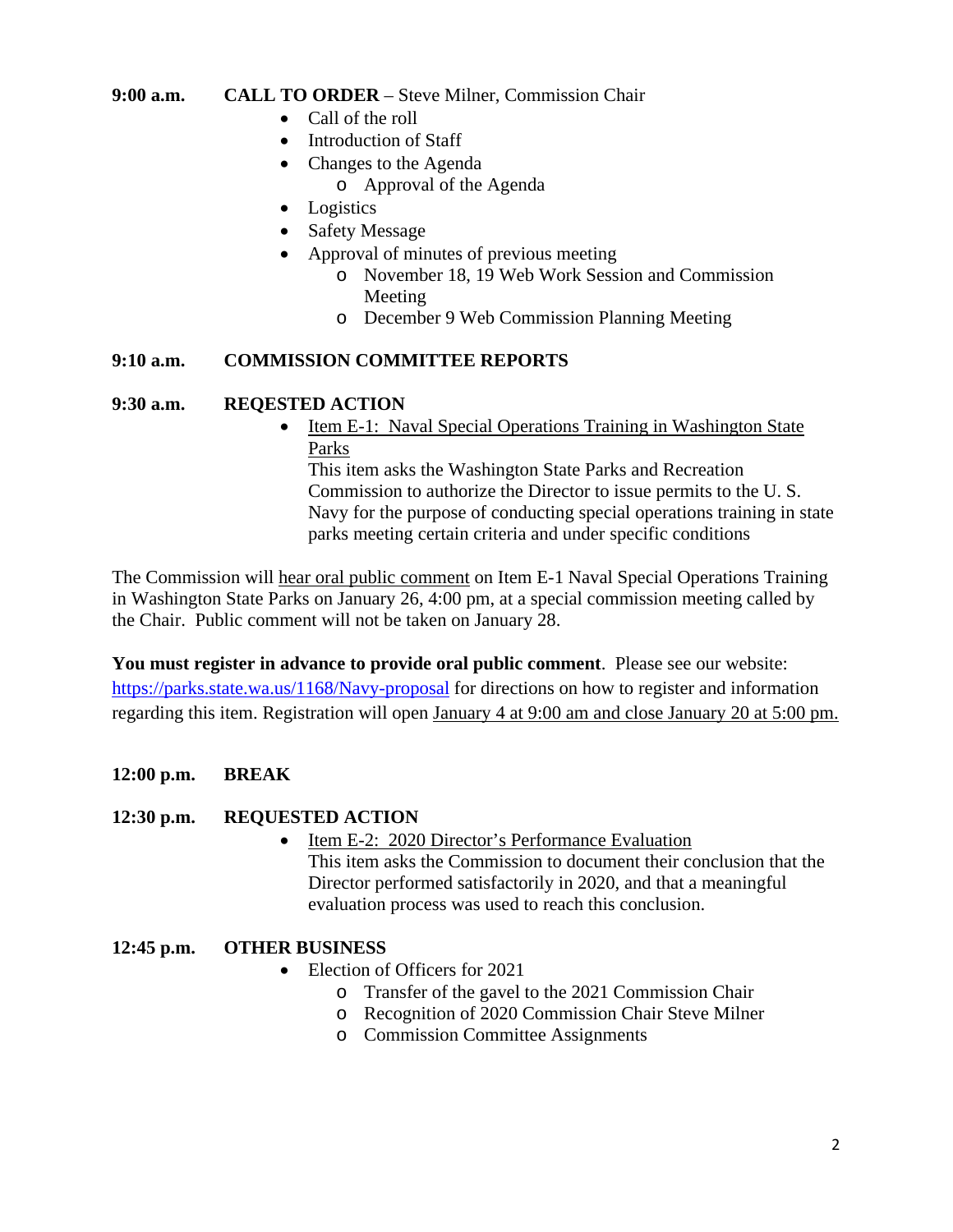**9:00 a.m.** **CALL TO ORDER** – Steve Milner, Commission Chair

- Call of the roll
- Introduction of Staff
- Changes to the Agenda
  - Approval of the Agenda
- Logistics
- Safety Message
- Approval of minutes of previous meeting
  - November 18, 19 Web Work Session and Commission Meeting
  - December 9 Web Commission Planning Meeting

**9:10 a.m.** **COMMISSION COMMITTEE REPORTS**

**9:30 a.m.** **REQESTED ACTION**

- Item E-1: Naval Special Operations Training in Washington State Parks
  This item asks the Washington State Parks and Recreation Commission to authorize the Director to issue permits to the U. S. Navy for the purpose of conducting special operations training in state parks meeting certain criteria and under specific conditions

The Commission will hear oral public comment on Item E-1 Naval Special Operations Training in Washington State Parks on January 26, 4:00 pm, at a special commission meeting called by the Chair. Public comment will not be taken on January 28.

**You must register in advance to provide oral public comment**. Please see our website: https://parks.state.wa.us/1168/Navy-proposal for directions on how to register and information regarding this item. Registration will open January 4 at 9:00 am and close January 20 at 5:00 pm.

**12:00 p.m.** **BREAK**

**12:30 p.m.** **REQUESTED ACTION**

- Item E-2: 2020 Director's Performance Evaluation
  This item asks the Commission to document their conclusion that the Director performed satisfactorily in 2020, and that a meaningful evaluation process was used to reach this conclusion.

**12:45 p.m.** **OTHER BUSINESS**

- Election of Officers for 2021
  - Transfer of the gavel to the 2021 Commission Chair
  - Recognition of 2020 Commission Chair Steve Milner
  - Commission Committee Assignments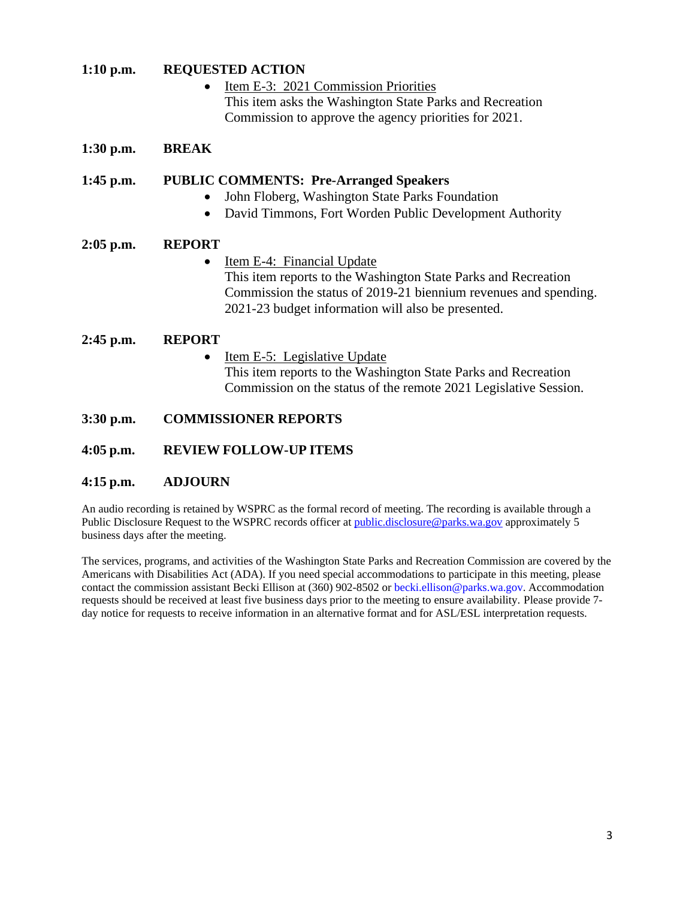**1:10 p.m.** **REQUESTED ACTION**

- Item E-3: 2021 Commission Priorities
  This item asks the Washington State Parks and Recreation Commission to approve the agency priorities for 2021.

**1:30 p.m.** **BREAK**

**1:45 p.m.** **PUBLIC COMMENTS: Pre-Arranged Speakers**

- John Floberg, Washington State Parks Foundation
- David Timmons, Fort Worden Public Development Authority

**2:05 p.m.** **REPORT**

- Item E-4: Financial Update
  This item reports to the Washington State Parks and Recreation Commission the status of 2019-21 biennium revenues and spending. 2021-23 budget information will also be presented.

**2:45 p.m.** **REPORT**

- Item E-5: Legislative Update
  This item reports to the Washington State Parks and Recreation Commission on the status of the remote 2021 Legislative Session.

**3:30 p.m.** **COMMISSIONER REPORTS**

**4:05 p.m.** **REVIEW FOLLOW-UP ITEMS**

**4:15 p.m.** **ADJOURN**

An audio recording is retained by WSPRC as the formal record of meeting. The recording is available through a Public Disclosure Request to the WSPRC records officer at public.disclosure@parks.wa.gov approximately 5 business days after the meeting.

The services, programs, and activities of the Washington State Parks and Recreation Commission are covered by the Americans with Disabilities Act (ADA). If you need special accommodations to participate in this meeting, please contact the commission assistant Becki Ellison at (360) 902-8502 or becki.ellison@parks.wa.gov. Accommodation requests should be received at least five business days prior to the meeting to ensure availability. Please provide 7-day notice for requests to receive information in an alternative format and for ASL/ESL interpretation requests.